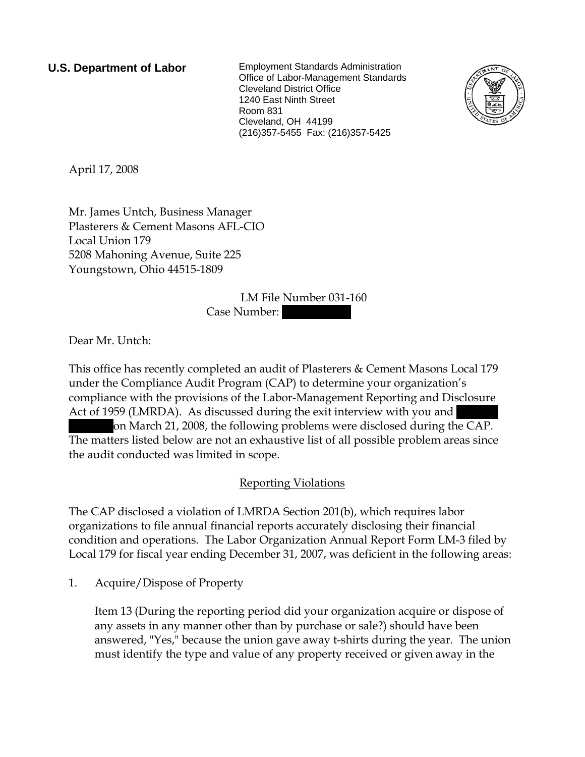**U.S. Department of Labor**

Employment Standards Administration
Office of Labor-Management Standards
Cleveland District Office
1240 East Ninth Street
Room 831
Cleveland, OH 44199
(216)357-5455 Fax: (216)357-5425

April 17, 2008

Mr. James Untch, Business Manager
Plasterers & Cement Masons AFL-CIO
Local Union 179
5208 Mahoning Avenue, Suite 225
Youngstown, Ohio 44515-1809

LM File Number 031-160
Case Number:

Dear Mr. Untch:

This office has recently completed an audit of Plasterers & Cement Masons Local 179 under the Compliance Audit Program (CAP) to determine your organization's compliance with the provisions of the Labor-Management Reporting and Disclosure Act of 1959 (LMRDA). As discussed during the exit interview with you and on March 21, 2008, the following problems were disclosed during the CAP. The matters listed below are not an exhaustive list of all possible problem areas since the audit conducted was limited in scope.

Reporting Violations

The CAP disclosed a violation of LMRDA Section 201(b), which requires labor organizations to file annual financial reports accurately disclosing their financial condition and operations. The Labor Organization Annual Report Form LM-3 filed by Local 179 for fiscal year ending December 31, 2007, was deficient in the following areas:

1. Acquire/Dispose of Property

   Item 13 (During the reporting period did your organization acquire or dispose of any assets in any manner other than by purchase or sale?) should have been answered, "Yes," because the union gave away t-shirts during the year. The union must identify the type and value of any property received or given away in the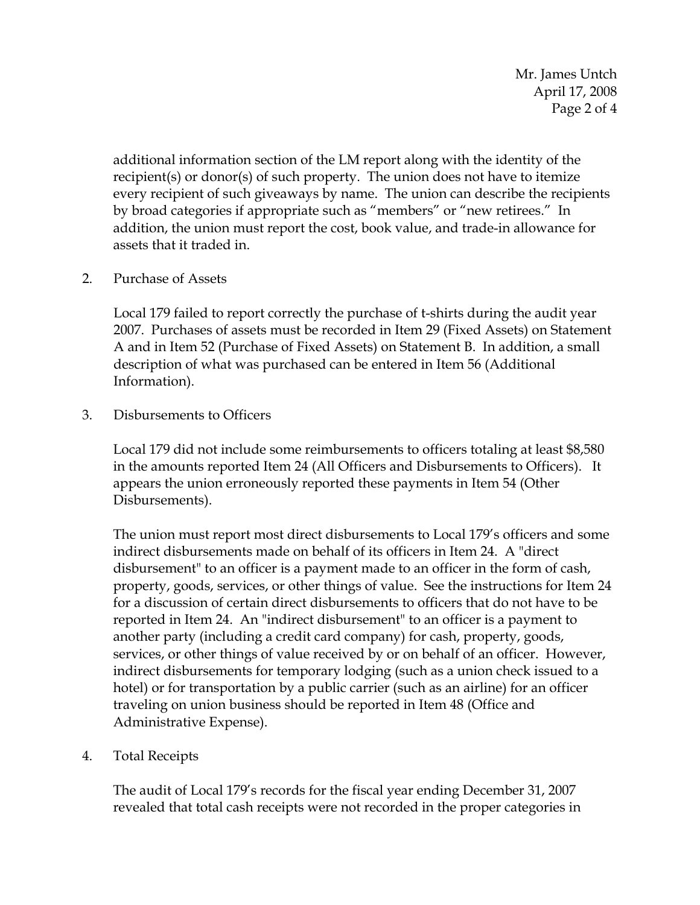additional information section of the LM report along with the identity of the recipient(s) or donor(s) of such property. The union does not have to itemize every recipient of such giveaways by name. The union can describe the recipients by broad categories if appropriate such as "members" or "new retirees." In addition, the union must report the cost, book value, and trade-in allowance for assets that it traded in.

2. Purchase of Assets

   Local 179 failed to report correctly the purchase of t-shirts during the audit year 2007. Purchases of assets must be recorded in Item 29 (Fixed Assets) on Statement A and in Item 52 (Purchase of Fixed Assets) on Statement B. In addition, a small description of what was purchased can be entered in Item 56 (Additional Information).

3. Disbursements to Officers

   Local 179 did not include some reimbursements to officers totaling at least $8,580 in the amounts reported Item 24 (All Officers and Disbursements to Officers). It appears the union erroneously reported these payments in Item 54 (Other Disbursements).

   The union must report most direct disbursements to Local 179's officers and some indirect disbursements made on behalf of its officers in Item 24. A "direct disbursement" to an officer is a payment made to an officer in the form of cash, property, goods, services, or other things of value. See the instructions for Item 24 for a discussion of certain direct disbursements to officers that do not have to be reported in Item 24. An "indirect disbursement" to an officer is a payment to another party (including a credit card company) for cash, property, goods, services, or other things of value received by or on behalf of an officer. However, indirect disbursements for temporary lodging (such as a union check issued to a hotel) or for transportation by a public carrier (such as an airline) for an officer traveling on union business should be reported in Item 48 (Office and Administrative Expense).

4. Total Receipts

   The audit of Local 179's records for the fiscal year ending December 31, 2007 revealed that total cash receipts were not recorded in the proper categories in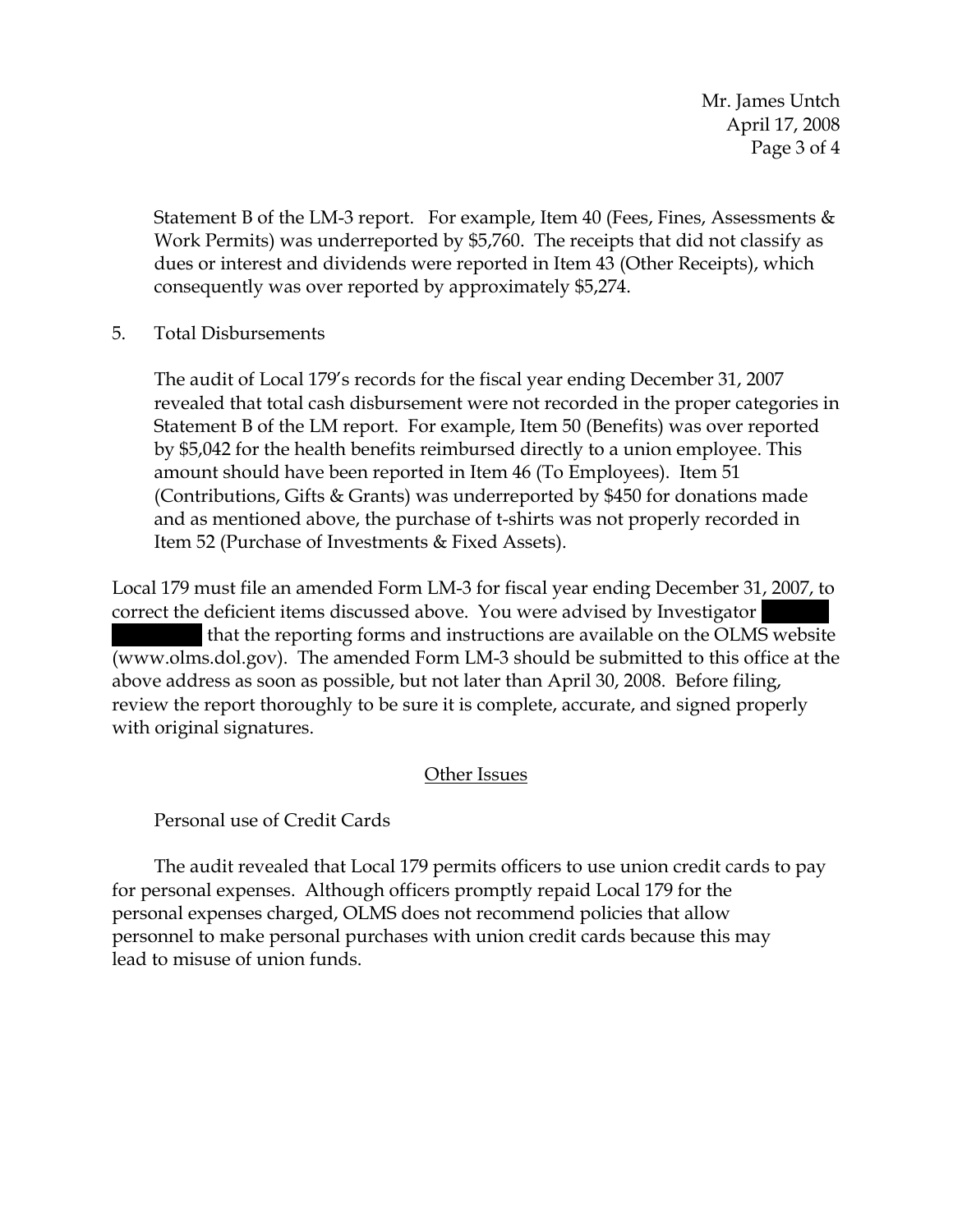Statement B of the LM-3 report. For example, Item 40 (Fees, Fines, Assessments & Work Permits) was underreported by $5,760. The receipts that did not classify as dues or interest and dividends were reported in Item 43 (Other Receipts), which consequently was over reported by approximately $5,274.

5. Total Disbursements

   The audit of Local 179's records for the fiscal year ending December 31, 2007 revealed that total cash disbursement were not recorded in the proper categories in Statement B of the LM report. For example, Item 50 (Benefits) was over reported by $5,042 for the health benefits reimbursed directly to a union employee. This amount should have been reported in Item 46 (To Employees). Item 51 (Contributions, Gifts & Grants) was underreported by $450 for donations made and as mentioned above, the purchase of t-shirts was not properly recorded in Item 52 (Purchase of Investments & Fixed Assets).

Local 179 must file an amended Form LM-3 for fiscal year ending December 31, 2007, to correct the deficient items discussed above. You were advised by Investigator [REDACTED] that the reporting forms and instructions are available on the OLMS website (www.olms.dol.gov). The amended Form LM-3 should be submitted to this office at the above address as soon as possible, but not later than April 30, 2008. Before filing, review the report thoroughly to be sure it is complete, accurate, and signed properly with original signatures.

## Other Issues

Personal use of Credit Cards

The audit revealed that Local 179 permits officers to use union credit cards to pay for personal expenses. Although officers promptly repaid Local 179 for the personal expenses charged, OLMS does not recommend policies that allow personnel to make personal purchases with union credit cards because this may lead to misuse of union funds.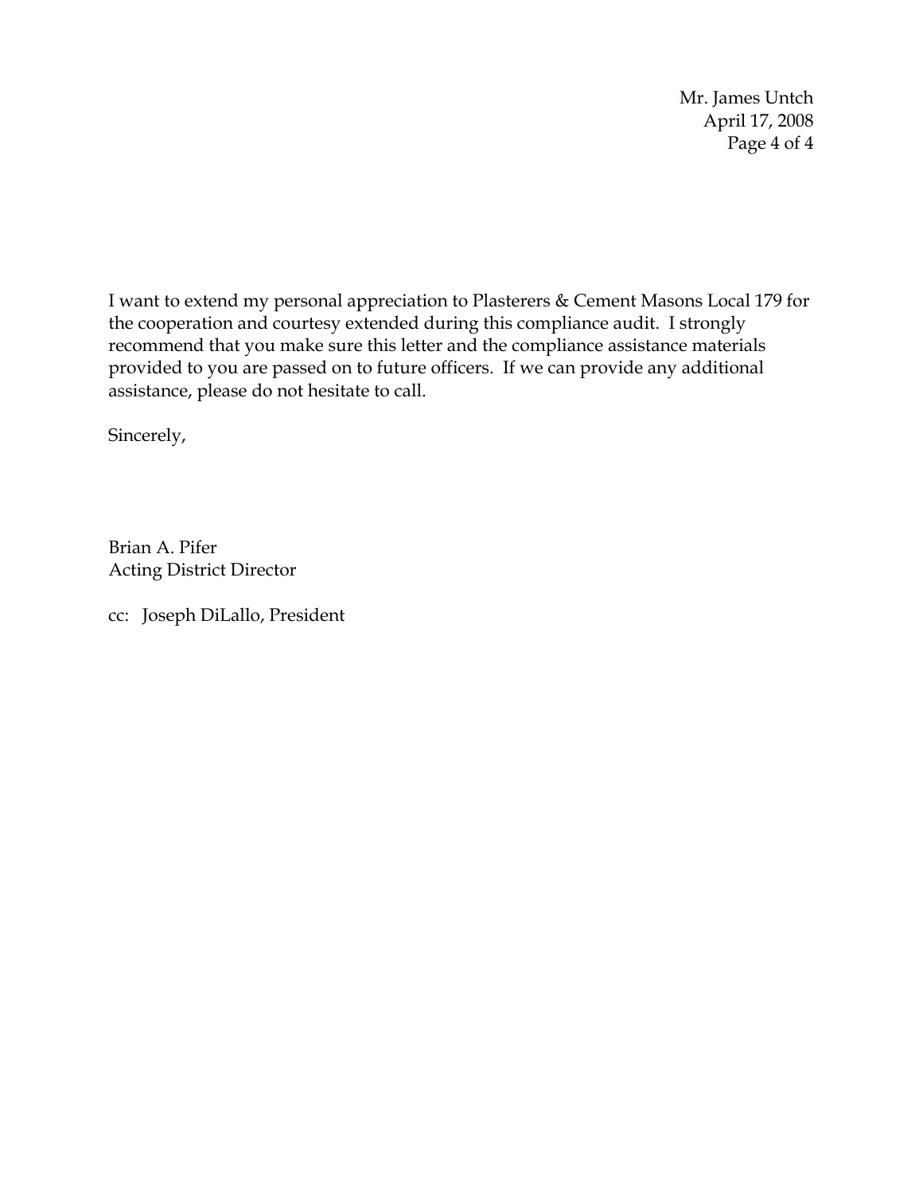I want to extend my personal appreciation to Plasterers & Cement Masons Local 179 for the cooperation and courtesy extended during this compliance audit. I strongly recommend that you make sure this letter and the compliance assistance materials provided to you are passed on to future officers. If we can provide any additional assistance, please do not hesitate to call.

Sincerely,

Brian A. Pifer
Acting District Director

cc: Joseph DiLallo, President